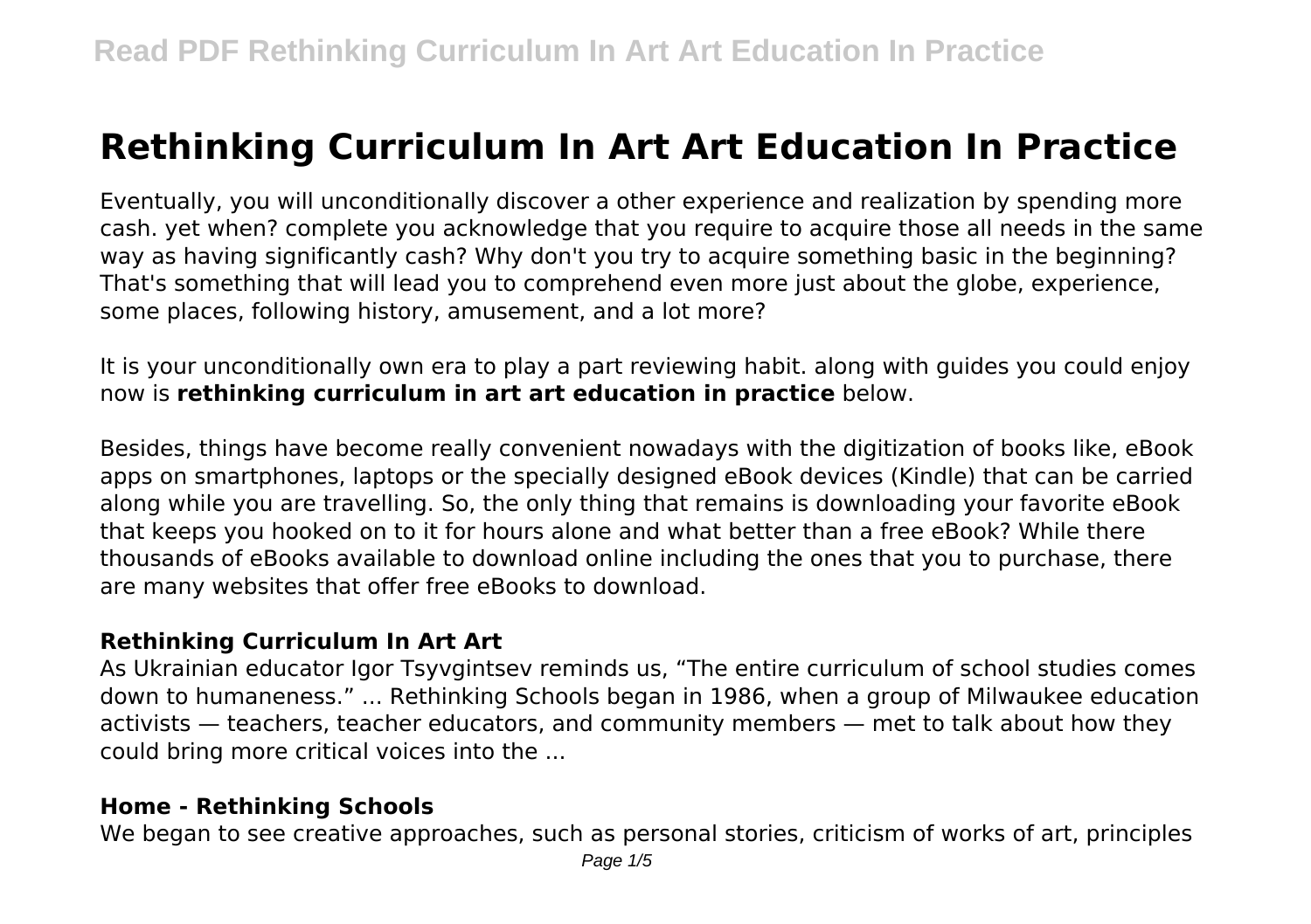# Rethinking Curriculum In Art Art Education In Practice

Eventually, you will unconditionally discover a other experience and realization by spending more cash. yet when? complete you acknowledge that you require to acquire those all needs in the same way as having significantly cash? Why don't you try to acquire something basic in the beginning? That's something that will lead you to comprehend even more just about the globe, experience, some places, following history, amusement, and a lot more?

It is your unconditionally own era to play a part reviewing habit. along with guides you could enjoy now is **rethinking curriculum in art art education in practice** below.

Besides, things have become really convenient nowadays with the digitization of books like, eBook apps on smartphones, laptops or the specially designed eBook devices (Kindle) that can be carried along while you are travelling. So, the only thing that remains is downloading your favorite eBook that keeps you hooked on to it for hours alone and what better than a free eBook? While there thousands of eBooks available to download online including the ones that you to purchase, there are many websites that offer free eBooks to download.

### Rethinking Curriculum In Art Art

As Ukrainian educator Igor Tsyvgintsev reminds us, "The entire curriculum of school studies comes down to humaneness." ... Rethinking Schools began in 1986, when a group of Milwaukee education activists — teachers, teacher educators, and community members — met to talk about how they could bring more critical voices into the ...

### Home - Rethinking Schools

We began to see creative approaches, such as personal stories, criticism of works of art, principles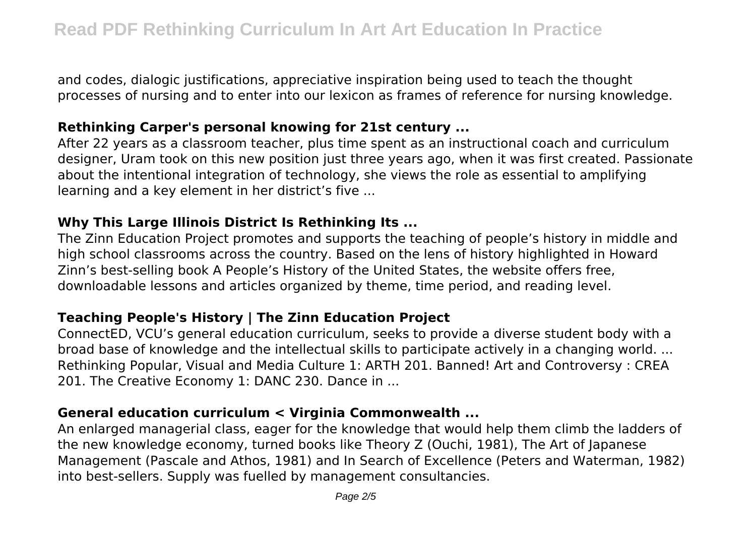and codes, dialogic justifications, appreciative inspiration being used to teach the thought processes of nursing and to enter into our lexicon as frames of reference for nursing knowledge.

### Rethinking Carper's personal knowing for 21st century ...

After 22 years as a classroom teacher, plus time spent as an instructional coach and curriculum designer, Uram took on this new position just three years ago, when it was first created. Passionate about the intentional integration of technology, she views the role as essential to amplifying learning and a key element in her district's five ...

### Why This Large Illinois District Is Rethinking Its ...

The Zinn Education Project promotes and supports the teaching of people's history in middle and high school classrooms across the country. Based on the lens of history highlighted in Howard Zinn's best-selling book A People's History of the United States, the website offers free, downloadable lessons and articles organized by theme, time period, and reading level.

### Teaching People's History | The Zinn Education Project

ConnectED, VCU's general education curriculum, seeks to provide a diverse student body with a broad base of knowledge and the intellectual skills to participate actively in a changing world. ... Rethinking Popular, Visual and Media Culture 1: ARTH 201. Banned! Art and Controversy : CREA 201. The Creative Economy 1: DANC 230. Dance in ...

### General education curriculum < Virginia Commonwealth ...

An enlarged managerial class, eager for the knowledge that would help them climb the ladders of the new knowledge economy, turned books like Theory Z (Ouchi, 1981), The Art of Japanese Management (Pascale and Athos, 1981) and In Search of Excellence (Peters and Waterman, 1982) into best-sellers. Supply was fuelled by management consultancies.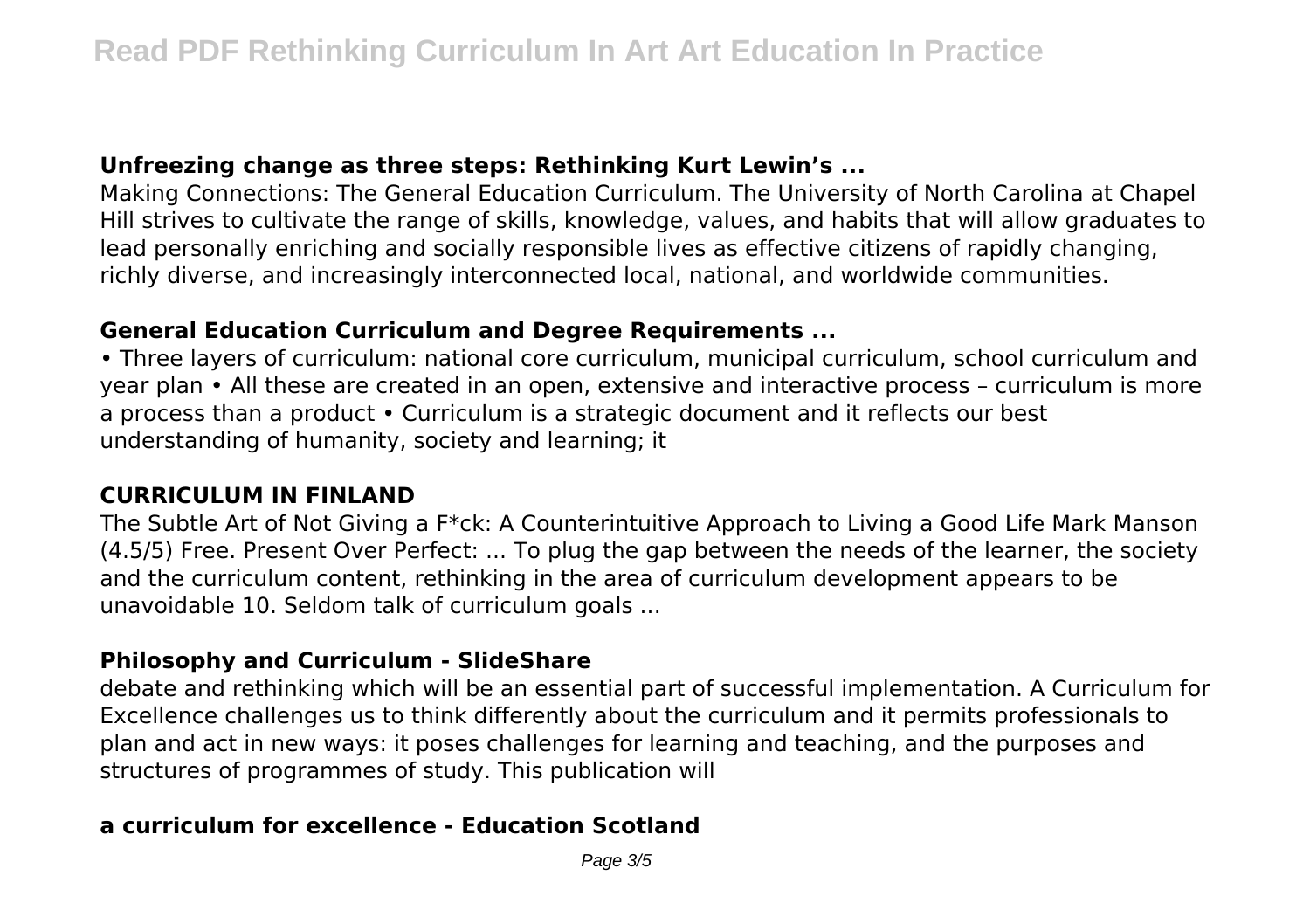### Unfreezing change as three steps: Rethinking Kurt Lewin's ...

Making Connections: The General Education Curriculum. The University of North Carolina at Chapel Hill strives to cultivate the range of skills, knowledge, values, and habits that will allow graduates to lead personally enriching and socially responsible lives as effective citizens of rapidly changing, richly diverse, and increasingly interconnected local, national, and worldwide communities.

### General Education Curriculum and Degree Requirements ...

• Three layers of curriculum: national core curriculum, municipal curriculum, school curriculum and year plan • All these are created in an open, extensive and interactive process – curriculum is more a process than a product • Curriculum is a strategic document and it reflects our best understanding of humanity, society and learning; it

### CURRICULUM IN FINLAND

The Subtle Art of Not Giving a F*ck: A Counterintuitive Approach to Living a Good Life Mark Manson (4.5/5) Free. Present Over Perfect: ... To plug the gap between the needs of the learner, the society and the curriculum content, rethinking in the area of curriculum development appears to be unavoidable 10. Seldom talk of curriculum goals ...

### Philosophy and Curriculum - SlideShare

debate and rethinking which will be an essential part of successful implementation. A Curriculum for Excellence challenges us to think differently about the curriculum and it permits professionals to plan and act in new ways: it poses challenges for learning and teaching, and the purposes and structures of programmes of study. This publication will

### a curriculum for excellence - Education Scotland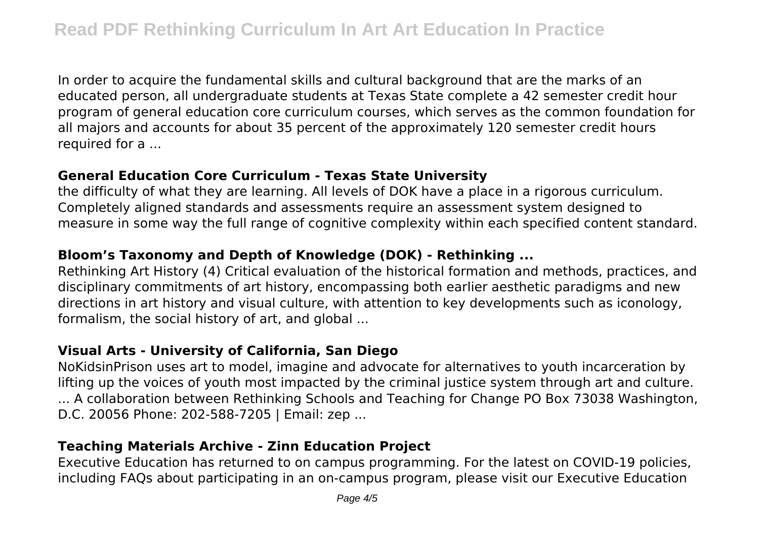In order to acquire the fundamental skills and cultural background that are the marks of an educated person, all undergraduate students at Texas State complete a 42 semester credit hour program of general education core curriculum courses, which serves as the common foundation for all majors and accounts for about 35 percent of the approximately 120 semester credit hours required for a ...

## General Education Core Curriculum - Texas State University

the difficulty of what they are learning. All levels of DOK have a place in a rigorous curriculum. Completely aligned standards and assessments require an assessment system designed to measure in some way the full range of cognitive complexity within each specified content standard.

## Bloom's Taxonomy and Depth of Knowledge (DOK) - Rethinking ...

Rethinking Art History (4) Critical evaluation of the historical formation and methods, practices, and disciplinary commitments of art history, encompassing both earlier aesthetic paradigms and new directions in art history and visual culture, with attention to key developments such as iconology, formalism, the social history of art, and global ...

## Visual Arts - University of California, San Diego

NoKidsinPrison uses art to model, imagine and advocate for alternatives to youth incarceration by lifting up the voices of youth most impacted by the criminal justice system through art and culture. ... A collaboration between Rethinking Schools and Teaching for Change PO Box 73038 Washington, D.C. 20056 Phone: 202-588-7205 | Email: zep ...

## Teaching Materials Archive - Zinn Education Project

Executive Education has returned to on campus programming. For the latest on COVID-19 policies, including FAQs about participating in an on-campus program, please visit our Executive Education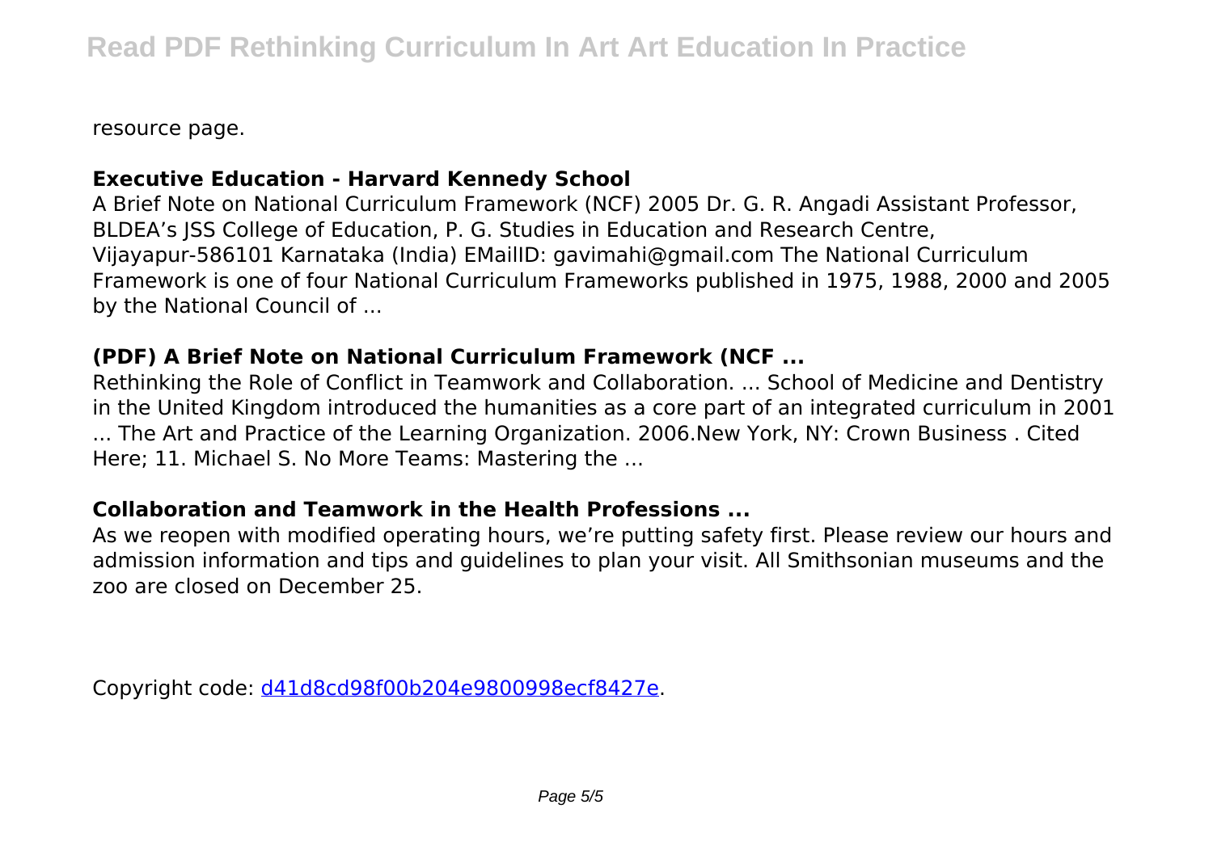resource page.

**Executive Education - Harvard Kennedy School**

A Brief Note on National Curriculum Framework (NCF) 2005 Dr. G. R. Angadi Assistant Professor, BLDEA's JSS College of Education, P. G. Studies in Education and Research Centre, Vijayapur-586101 Karnataka (India) EMailID: gavimahi@gmail.com The National Curriculum Framework is one of four National Curriculum Frameworks published in 1975, 1988, 2000 and 2005 by the National Council of ...

**(PDF) A Brief Note on National Curriculum Framework (NCF ...**

Rethinking the Role of Conflict in Teamwork and Collaboration. ... School of Medicine and Dentistry in the United Kingdom introduced the humanities as a core part of an integrated curriculum in 2001 ... The Art and Practice of the Learning Organization. 2006.New York, NY: Crown Business . Cited Here; 11. Michael S. No More Teams: Mastering the ...

**Collaboration and Teamwork in the Health Professions ...**

As we reopen with modified operating hours, we're putting safety first. Please review our hours and admission information and tips and guidelines to plan your visit. All Smithsonian museums and the zoo are closed on December 25.

Copyright code: d41d8cd98f00b204e9800998ecf8427e.